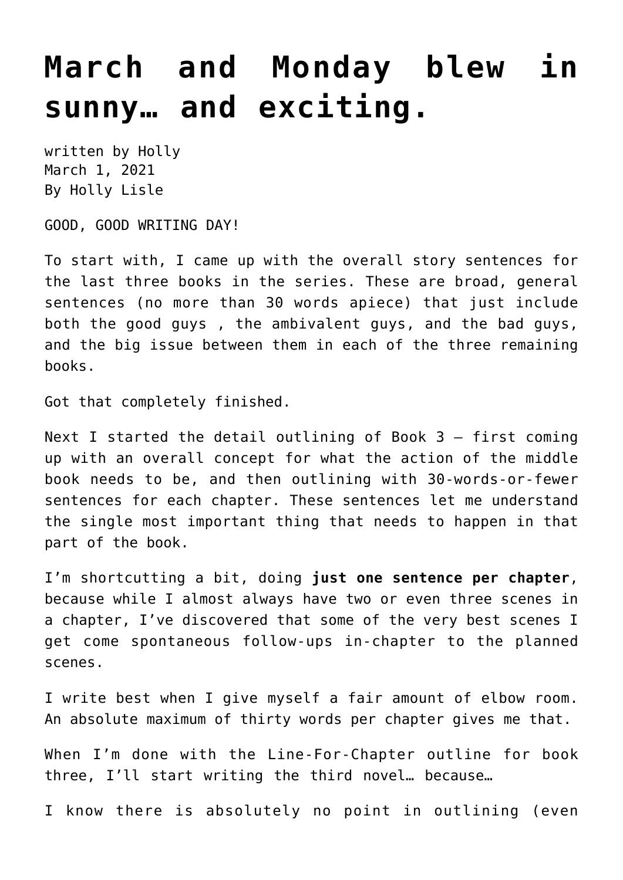# March and Monday blew in sunny… and exciting.

written by Holly
March 1, 2021
By Holly Lisle

GOOD, GOOD WRITING DAY!

To start with, I came up with the overall story sentences for the last three books in the series. These are broad, general sentences (no more than 30 words apiece) that just include both the good guys , the ambivalent guys, and the bad guys, and the big issue between them in each of the three remaining books.

Got that completely finished.

Next I started the detail outlining of Book 3 — first coming up with an overall concept for what the action of the middle book needs to be, and then outlining with 30-words-or-fewer sentences for each chapter. These sentences let me understand the single most important thing that needs to happen in that part of the book.

I'm shortcutting a bit, doing **just one sentence per chapter**, because while I almost always have two or even three scenes in a chapter, I've discovered that some of the very best scenes I get come spontaneous follow-ups in-chapter to the planned scenes.

I write best when I give myself a fair amount of elbow room. An absolute maximum of thirty words per chapter gives me that.

When I'm done with the Line-For-Chapter outline for book three, I'll start writing the third novel… because…

I know there is absolutely no point in outlining (even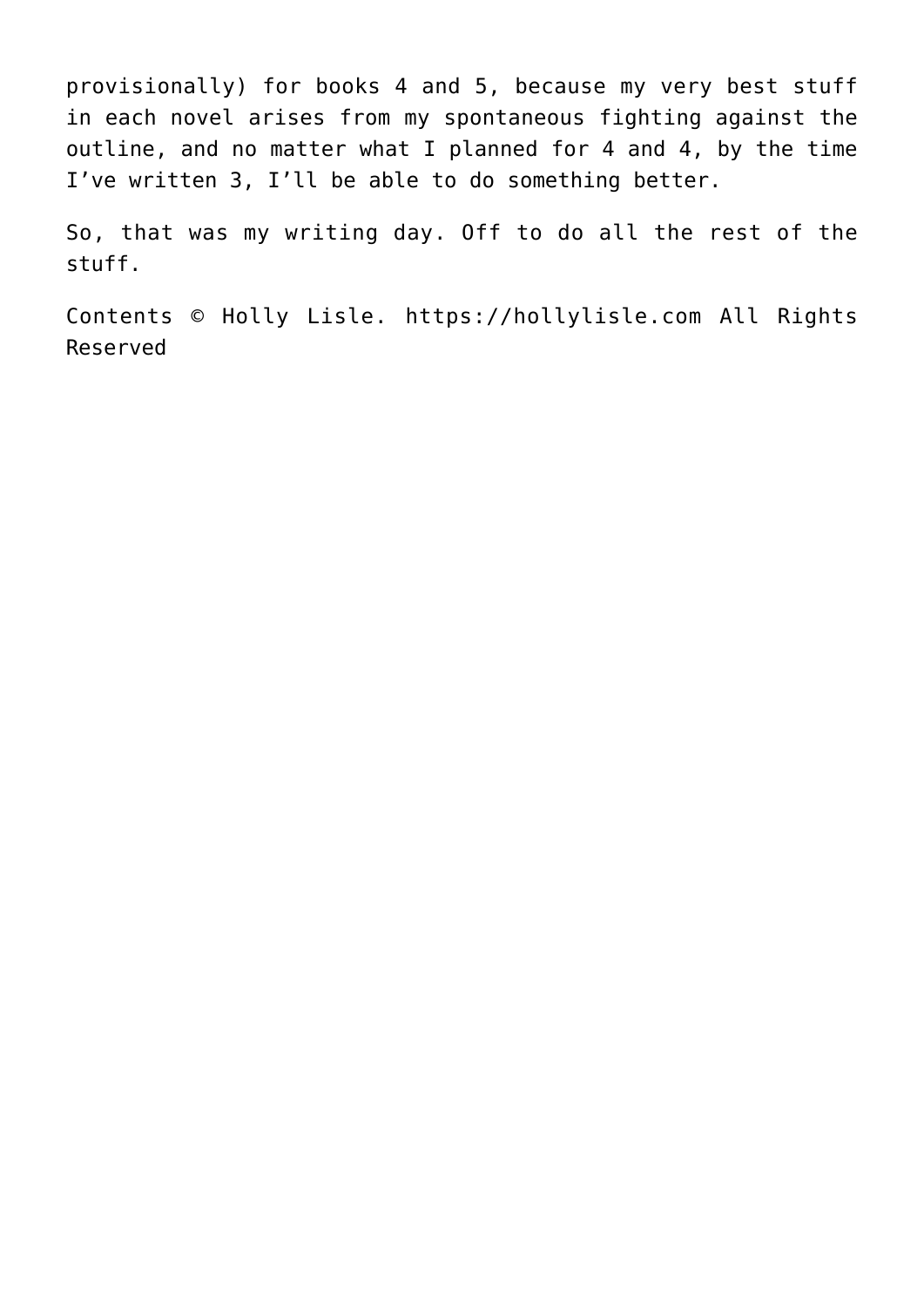provisionally) for books 4 and 5, because my very best stuff in each novel arises from my spontaneous fighting against the outline, and no matter what I planned for 4 and 4, by the time I've written 3, I'll be able to do something better.

So, that was my writing day. Off to do all the rest of the stuff.

Contents © Holly Lisle. https://hollylisle.com All Rights Reserved